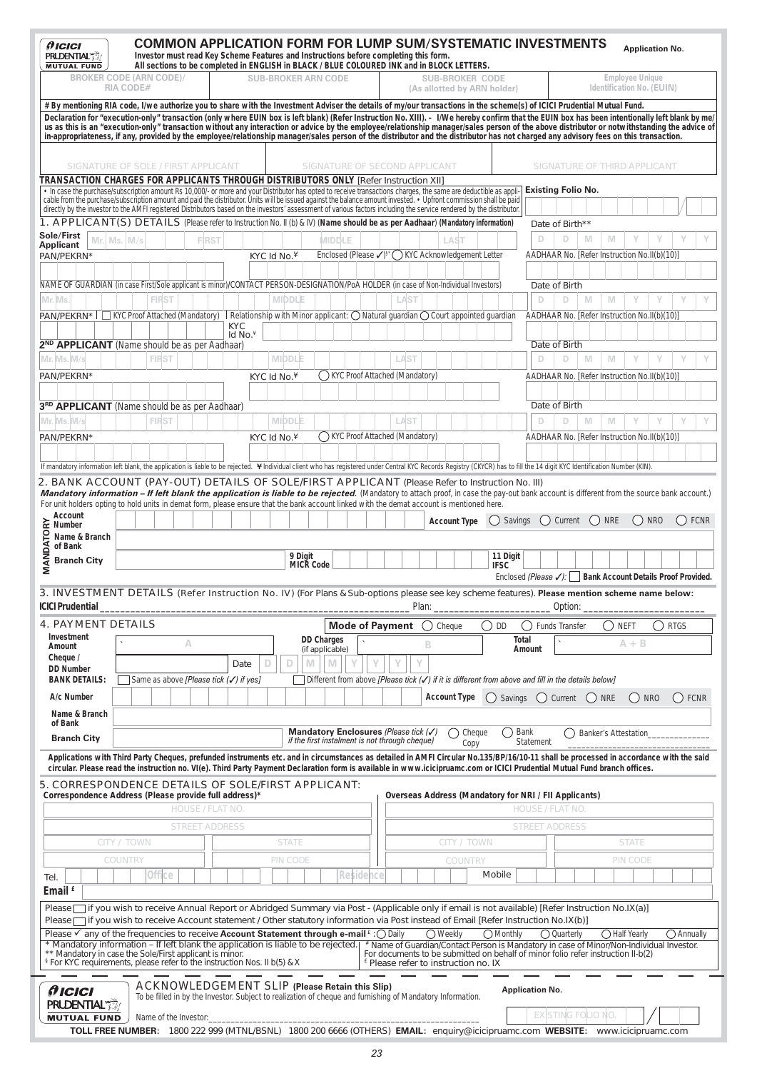**ICICI PRUDENTIAL MUTUAL FUND**

# COMMON APPLICATION FORM FOR LUMP SUM/SYSTEMATIC INVESTMENTS

**Application No.**

**Investor must read Key Scheme Features and Instructions before completing this form.**
**All sections to be completed in ENGLISH in BLACK / BLUE COLOURED INK and in BLOCK LETTERS.**

| BROKER CODE (ARN CODE)/ RIA CODE# | SUB-BROKER ARN CODE | SUB-BROKER CODE (As allotted by ARN holder) | Employee Unique Identification No. (EUIN) |
|---|---|---|---|
| | | | |

**# By mentioning RIA code, I/we authorize you to share with the Investment Adviser the details of my/our transactions in the scheme(s) of ICICI Prudential Mutual Fund.**

**Declaration for "execution-only" transaction (only where EUIN box is left blank) (Refer Instruction No. XIII). - I/We hereby confirm that the EUIN box has been intentionally left blank by me/us as this is an "execution-only" transaction without any interaction or advice by the employee/relationship manager/sales person of the above distributor or notwithstanding the advice of in-appropriateness, if any, provided by the employee/relationship manager/sales person of the distributor and the distributor has not charged any advisory fees on this transaction.**

| SIGNATURE OF SOLE / FIRST APPLICANT | SIGNATURE OF SECOND APPLICANT | SIGNATURE OF THIRD APPLICANT |
|---|---|---|
| | | |

**TRANSACTION CHARGES FOR APPLICANTS THROUGH DISTRIBUTORS ONLY** [Refer Instruction XII]

• In case the purchase/subscription amount Rs 10,000/- or more and your Distributor has opted to receive transactions charges, the same are deductible as applicable from the purchase/subscription amount and paid the distributor. Units will be issued against the balance amount invested. • Upfront commission shall be paid directly by the investor to the AMFI registered Distributors based on the investors' assessment of various factors including the service rendered by the distributor.

**Existing Folio No.**

## 1. APPLICANT(S) DETAILS (Please refer to Instruction No. II (b) & IV) (Name should be as per Aadhaar) (Mandatory information)

**Sole/First Applicant** Mr. Ms. M/s — FIRST / MIDDLE / LAST

Date of Birth** D D M M Y Y Y Y

PAN/PEKRN* — KYC Id No.¥ — Enclosed (Please ✓)$ ◯ KYC Acknowledgement Letter — AADHAAR No. [Refer Instruction No.II(b)(10)]

NAME OF GUARDIAN (in case First/Sole applicant is minor)/CONTACT PERSON-DESIGNATION/PoA HOLDER (in case of Non-Individual Investors)

Mr. Ms. — FIRST / MIDDLE / LAST — Date of Birth D D M M Y Y Y Y

PAN/PEKRN* — ☐ KYC Proof Attached (Mandatory) — KYC Id No.¥ — Relationship with Minor applicant: ◯ Natural guardian ◯ Court appointed guardian — AADHAAR No. [Refer Instruction No.II(b)(10)]

**2ND APPLICANT** (Name should be as per Aadhaar)

Mr. Ms. M/s — FIRST / MIDDLE / LAST — Date of Birth D D M M Y Y Y Y

PAN/PEKRN* — KYC Id No.¥ — ◯ KYC Proof Attached (Mandatory) — AADHAAR No. [Refer Instruction No.II(b)(10)]

**3RD APPLICANT** (Name should be as per Aadhaar)

Mr. Ms. M/s — FIRST / MIDDLE / LAST — Date of Birth D D M M Y Y Y Y

PAN/PEKRN* — KYC Id No.¥ — ◯ KYC Proof Attached (Mandatory) — AADHAAR No. [Refer Instruction No.II(b)(10)]

If mandatory information left blank, the application is liable to be rejected. ¥ Individual client who has registered under Central KYC Records Registry (CKYCR) has to fill the 14 digit KYC Identification Number (KIN).

## 2. BANK ACCOUNT (PAY-OUT) DETAILS OF SOLE/FIRST APPLICANT (Please Refer to Instruction No. III)

***Mandatory information – If left blank the application is liable to be rejected.*** (Mandatory to attach proof, in case the pay-out bank account is different from the source bank account.)
For unit holders opting to hold units in demat form, please ensure that the bank account linked with the demat account is mentioned here.

**MANDATORY**

Account Number — **Account Type** ◯ Savings ◯ Current ◯ NRE ◯ NRO ◯ FCNR

Name & Branch of Bank

Branch City — 9 Digit MICR Code — 11 Digit IFSC

Enclosed *(Please ✓)*: ☐ **Bank Account Details Proof Provided.**

## 3. INVESTMENT DETAILS (Refer Instruction No. IV) (For Plans & Sub-options please see key scheme features). Please mention scheme name below:

**ICICI Prudential** ____________ Plan: ____________ Option: ____________

## 4. PAYMENT DETAILS

**Mode of Payment** ◯ Cheque ◯ DD ◯ Funds Transfer ◯ NEFT ◯ RTGS

Investment Amount ` A — DD Charges (if applicable) ` B — Total Amount ` A + B

Cheque / DD Number — Date D D M M Y Y Y Y

**BANK DETAILS:** ☐ Same as above *[Please tick (✓) if yes]* ☐ Different from above *[Please tick (✓) if it is different from above and fill in the details below]*

A/c Number — **Account Type** ◯ Savings ◯ Current ◯ NRE ◯ NRO ◯ FCNR

Name & Branch of Bank

Branch City — **Mandatory Enclosures** *(Please tick (✓) if the first instalment is not through cheque)* ◯ Cheque Copy ◯ Bank Statement ◯ Banker's Attestation____________

**Applications with Third Party Cheques, prefunded instruments etc. and in circumstances as detailed in AMFI Circular No.135/BP/16/10-11 shall be processed in accordance with the said circular. Please read the instruction no. VI(e). Third Party Payment Declaration form is available in www.icicipruamc.com or ICICI Prudential Mutual Fund branch offices.**

## 5. CORRESPONDENCE DETAILS OF SOLE/FIRST APPLICANT:

**Correspondence Address (Please provide full address)*** — HOUSE / FLAT NO. / STREET ADDRESS / CITY / TOWN / STATE / COUNTRY / PIN CODE

**Overseas Address (Mandatory for NRI / FII Applicants)** — HOUSE / FLAT NO. / STREET ADDRESS / CITY / TOWN / STATE / COUNTRY / PIN CODE

Tel. Office — Residence — Mobile

Email £

Please ☐ if you wish to receive Annual Report or Abridged Summary via Post - (Applicable only if email is not available) [Refer Instruction No.IX(a)]
Please ☐ if you wish to receive Account statement / Other statutory information via Post instead of Email [Refer Instruction No.IX(b)]
Please ✓ any of the frequencies to receive **Account Statement through e-mail** £ : ◯ Daily ◯ Weekly ◯ Monthly ◯ Quarterly ◯ Half Yearly ◯ Annually

\* Mandatory information – If left blank the application is liable to be rejected.
\*\* Mandatory in case the Sole/First applicant is minor.
$ For KYC requirements, please refer to the instruction Nos. II b(5) & X
# Name of Guardian/Contact Person is Mandatory in case of Minor/Non-Individual Investor. For documents to be submitted on behalf of minor folio refer instruction II-b(2)
£ Please refer to instruction no. IX

---

**ICICI PRUDENTIAL MUTUAL FUND**

### ACKNOWLEDGEMENT SLIP (Please Retain this Slip)

To be filled in by the Investor. Subject to realization of cheque and furnishing of Mandatory Information.

**Application No.**

Name of the Investor:____________ EXISTING FOLIO NO.

**TOLL FREE NUMBER:** 1800 222 999 (MTNL/BSNL) 1800 200 6666 (OTHERS) **EMAIL:** enquiry@icicipruamc.com **WEBSITE:** www.icicipruamc.com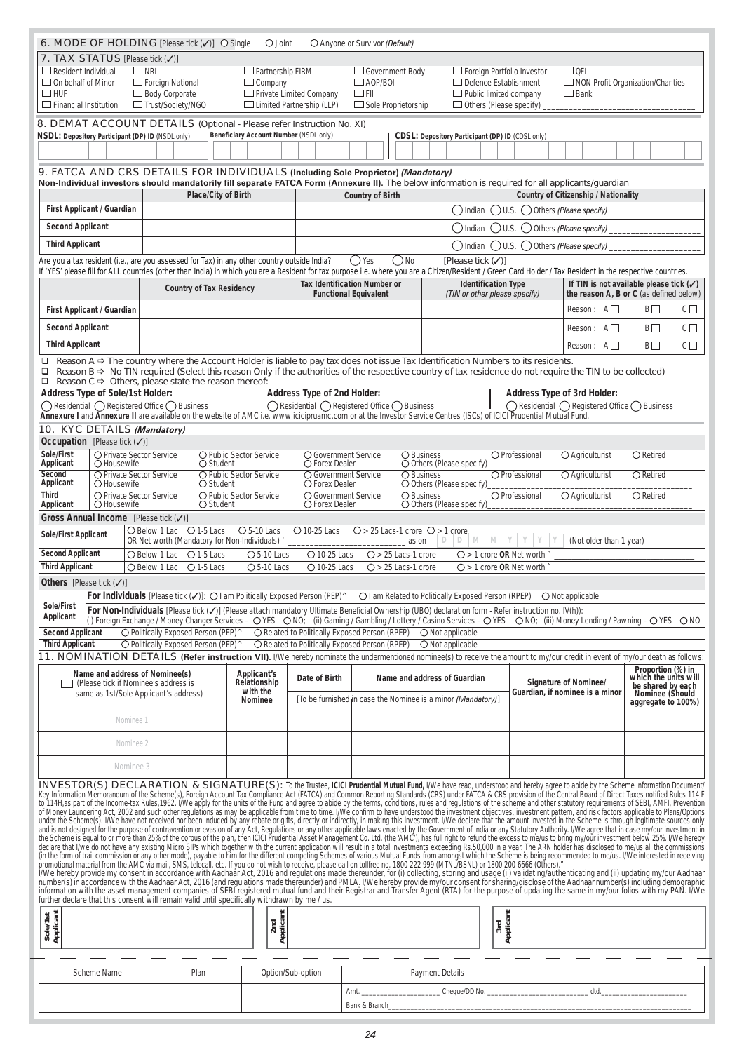## 6. MODE OF HOLDING [Please tick (✓)] ○ Single ○ Joint ○ Anyone or Survivor *(Default)*

## 7. TAX STATUS [Please tick (✓)]

☐ Resident Individual ☐ On behalf of Minor ☐ HUF ☐ Financial Institution ☐ NRI ☐ Foreign National ☐ Body Corporate ☐ Trust/Society/NGO ☐ Partnership FIRM ☐ Company ☐ Private Limited Company ☐ Limited Partnership (LLP) ☐ Government Body ☐ AOP/BOI ☐ FII ☐ Sole Proprietorship ☐ Foreign Portfolio Investor ☐ Defence Establishment ☐ Public limited company ☐ Others (Please specify) ____________ ☐ QFI ☐ NON Profit Organization/Charities ☐ Bank

## 8. DEMAT ACCOUNT DETAILS (Optional - Please refer Instruction No. XI)

**NSDL: Depository Participant (DP) ID** (NSDL only) **Beneficiary Account Number** (NSDL only) **CDSL: Depository Participant (DP) ID** (CDSL only)

## 9. FATCA AND CRS DETAILS FOR INDIVIDUALS (Including Sole Proprietor) *(Mandatory)*

**Non-Individual investors should mandatorily fill separate FATCA Form (Annexure II).** The below information is required for all applicants/guardian

| | Place/City of Birth | Country of Birth | Country of Citizenship / Nationality |
|---|---|---|---|
| First Applicant / Guardian | | | ○ Indian ○ U.S. ○ Others *(Please specify)* ____________ |
| Second Applicant | | | ○ Indian ○ U.S. ○ Others *(Please specify)* ____________ |
| Third Applicant | | | ○ Indian ○ U.S. ○ Others *(Please specify)* ____________ |

Are you a tax resident (i.e., are you assessed for Tax) in any other country outside India? ○ Yes ○ No [Please tick (✓)]

If 'YES' please fill for ALL countries (other than India) in which you are a Resident for tax purpose i.e. where you are a Citizen/Resident / Green Card Holder / Tax Resident in the respective countries.

| | Country of Tax Residency | Tax Identification Number or Functional Equivalent | Identification Type (TIN or other please specify) | If TIN is not available please tick (✓) the reason A, B or C (as defined below) |
|---|---|---|---|---|
| First Applicant / Guardian | | | | Reason : A☐ B☐ C☐ |
| Second Applicant | | | | Reason : A☐ B☐ C☐ |
| Third Applicant | | | | Reason : A☐ B☐ C☐ |

- ☐ Reason A ⇒ The country where the Account Holder is liable to pay tax does not issue Tax Identification Numbers to its residents.
- ☐ Reason B ⇒ No TIN required (Select this reason Only if the authorities of the respective country of tax residence do not require the TIN to be collected)
- ☐ Reason C ⇒ Others, please state the reason thereof: ____________

**Address Type of Sole/1st Holder:** ○ Residential ○ Registered Office ○ Business
**Address Type of 2nd Holder:** ○ Residential ○ Registered Office ○ Business
**Address Type of 3rd Holder:** ○ Residential ○ Registered Office ○ Business

**Annexure I** and **Annexure II** are available on the website of AMC i.e. www.icicipruamc.com or at the Investor Service Centres (ISCs) of ICICI Prudential Mutual Fund.

## 10. KYC DETAILS *(Mandatory)*

**Occupation** [Please tick (✓)]

| | | | | | | | |
|---|---|---|---|---|---|---|---|
| Sole/First Applicant | ○ Private Sector Service ○ Housewife | ○ Public Sector Service ○ Student | ○ Government Service ○ Forex Dealer | ○ Business ○ Others (Please specify)____ | ○ Professional | ○ Agriculturist | ○ Retired |
| Second Applicant | ○ Private Sector Service ○ Housewife | ○ Public Sector Service ○ Student | ○ Government Service ○ Forex Dealer | ○ Business ○ Others (Please specify)____ | ○ Professional | ○ Agriculturist | ○ Retired |
| Third Applicant | ○ Private Sector Service ○ Housewife | ○ Public Sector Service ○ Student | ○ Government Service ○ Forex Dealer | ○ Business ○ Others (Please specify)____ | ○ Professional | ○ Agriculturist | ○ Retired |

**Gross Annual Income** [Please tick (✓)]

| | |
|---|---|
| Sole/First Applicant | ○ Below 1 Lac ○ 1-5 Lacs ○ 5-10 Lacs ○ 10-25 Lacs ○ > 25 Lacs-1 crore ○ > 1 crore OR Net worth (Mandatory for Non-Individuals) ` ____________ as on D D M M Y Y Y Y (Not older than 1 year) |
| Second Applicant | ○ Below 1 Lac ○ 1-5 Lacs ○ 5-10 Lacs ○ 10-25 Lacs ○ > 25 Lacs-1 crore ○ > 1 crore **OR** Net worth ` ____________ |
| Third Applicant | ○ Below 1 Lac ○ 1-5 Lacs ○ 5-10 Lacs ○ 10-25 Lacs ○ > 25 Lacs-1 crore ○ > 1 crore **OR** Net worth ` ____________ |

**Others** [Please tick (✓)]

| | |
|---|---|
| Sole/First Applicant | **For Individuals** [Please tick (✓)]: ○ I am Politically Exposed Person (PEP)^ ○ I am Related to Politically Exposed Person (RPEP) ○ Not applicable<br>**For Non-Individuals** [Please tick (✓)] (Please attach mandatory Ultimate Beneficial Ownership (UBO) declaration form - Refer instruction no. IV(h)):<br>(i) Foreign Exchange / Money Changer Services – ○ YES ○ NO; (ii) Gaming / Gambling / Lottery / Casino Services – ○ YES ○ NO; (iii) Money Lending / Pawning – ○ YES ○ NO |
| Second Applicant | ○ Politically Exposed Person (PEP)^ ○ Related to Politically Exposed Person (RPEP) ○ Not applicable |
| Third Applicant | ○ Politically Exposed Person (PEP)^ ○ Related to Politically Exposed Person (RPEP) ○ Not applicable |

## 11. NOMINATION DETAILS (Refer instruction VII).

I/We hereby nominate the undermentioned nominee(s) to receive the amount to my/our credit in event of my/our death as follows:

| Name and address of Nominee(s) ☐ (Please tick if Nominee's address is same as 1st/Sole Applicant's address) | Applicant's Relationship with the Nominee | Date of Birth | Name and address of Guardian [To be furnished in case the Nominee is a minor *(Mandatory)*] | Signature of Nominee/ Guardian, if nominee is a minor | Proportion (%) in which the units will be shared by each Nominee (Should aggregate to 100%) |
|---|---|---|---|---|---|
| Nominee 1 | | | | | |
| Nominee 2 | | | | | |
| Nominee 3 | | | | | |

**INVESTOR(S) DECLARATION & SIGNATURE(S):** To the Trustee, **ICICI Prudential Mutual Fund,** I/We have read, understood and hereby agree to abide by the Scheme Information Document/ Key Information Memorandum of the Scheme(s), Foreign Account Tax Compliance Act (FATCA) and Common Reporting Standards (CRS) under FATCA & CRS provision of the Central Board of Direct Taxes notified Rules 114 F to 114H,as part of the Income-tax Rules,1962. I/We apply for the units of the Fund and agree to abide by the terms, conditions, rules and regulations of the scheme and other statutory requirements of SEBI, AMFI, Prevention of Money Laundering Act, 2002 and such other regulations as may be applicable from time to time. I/We confirm to have understood the investment objectives, investment pattern, and risk factors applicable to Plans/Options under the Scheme(s). I/We have not received nor been induced by any rebate or gifts, directly or indirectly, in making this investment. I/We declare that the amount invested in the Scheme is through legitimate sources only and is not designed for the purpose of contravention or evasion of any Act, Regulations or any other applicable laws enacted by the Government of India or any Statutory Authority. I/We agree that in case my/our investment in the Scheme is equal to or more than 25% of the corpus of the plan, then ICICI Prudential Asset Management Co. Ltd. (the 'AMC'), has full right to refund the excess to me/us to bring my/our investment below 25%. I/We hereby declare that I/we do not have any existing Micro SIPs which together with the current application will result in a total investments exceeding Rs.50,000 in a year. The ARN holder has disclosed to me/us all the commissions (in the form of trail commission or any other mode), payable to him for the different competing Schemes of various Mutual Funds from amongst which the Scheme is being recommended to me/us. I/We interested in receiving promotional material from the AMC via mail, SMS, telecall, etc. If you do not wish to receive, please call on tollfree no. 1800 222 999 (MTNL/BSNL) or 1800 200 6666 (Others)."

I/We hereby provide my consent in accordance with Aadhaar Act, 2016 and regulations made thereunder, for (i) collecting, storing and usage (ii) validating/authenticating and (ii) updating my/our Aadhaar number(s) in accordance with the Aadhaar Act, 2016 (and regulations made thereunder) and PMLA. I/We hereby provide my/our consent for sharing/disclose of the Aadhaar number(s) including demographic information with the asset management companies of SEBI registered mutual fund and their Registrar and Transfer Agent (RTA) for the purpose of updating the same in my/our folios with my PAN. I/We further declare that this consent will remain valid until specifically withdrawn by me / us.

Sole/1st Applicant ____________ 2nd Applicant ____________ 3rd Applicant ____________

| Scheme Name | Plan | Option/Sub-option | Payment Details |
|---|---|---|---|
| | | | Amt. ____________ Cheque/DD No. ____________ dtd.____________<br>Bank & Branch____________ |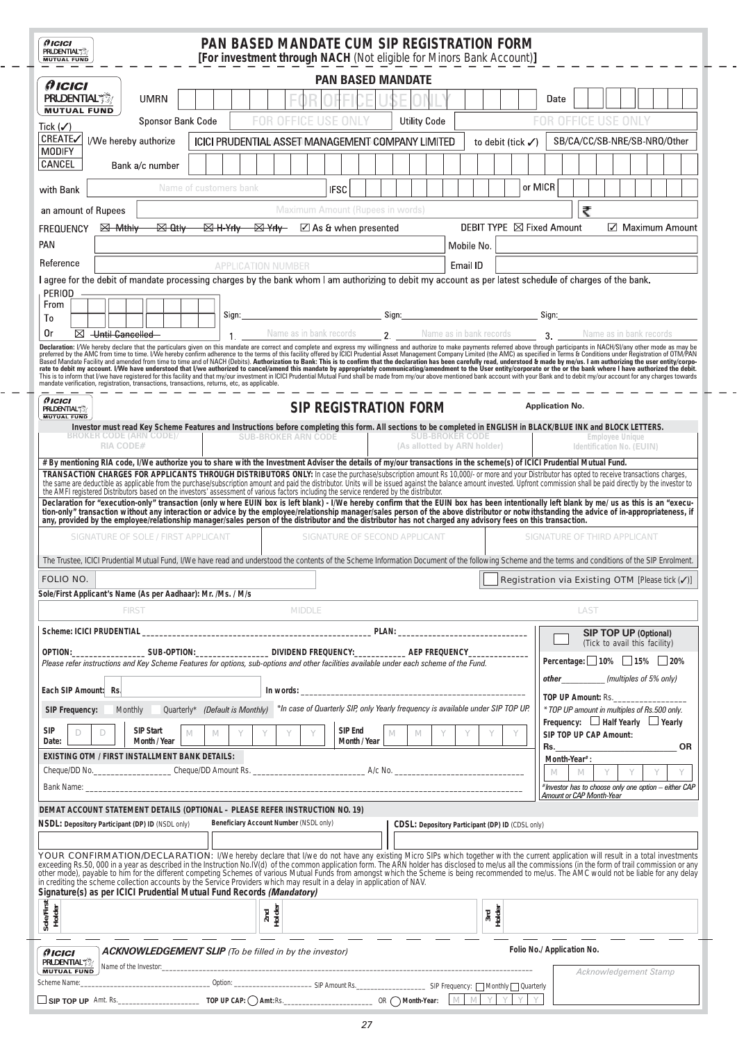# PAN BASED MANDATE CUM SIP REGISTRATION FORM

**[For investment through NACH** (Not eligible for Minors Bank Account)**]**

## PAN BASED MANDATE

UMRN: FOR OFFICE USE ONLY | Date

Sponsor Bank Code: FOR OFFICE USE ONLY | Utility Code: FOR OFFICE USE ONLY

Tick (✓)
- CREATE ✓
- MODIFY
- CANCEL

I/We hereby authorize **ICICI PRUDENTIAL ASSET MANAGEMENT COMPANY LIMITED** to debit (tick ✓) SB/CA/CC/SB-NRE/SB-NRO/Other

Bank a/c number

with Bank: Name of customers bank | IFSC | or MICR

an amount of Rupees: Maximum Amount (Rupees in words) | ₹

FREQUENCY ☒ ~~Mthly~~ ☒ ~~Qtly~~ ☒ ~~H-Yrly~~ ☒ ~~Yrly~~ ☑ As & when presented | DEBIT TYPE ☒ Fixed Amount ☑ Maximum Amount

PAN | Mobile No.

Reference: APPLICATION NUMBER | Email ID

I agree for the debit of mandate processing charges by the bank whom I am authorizing to debit my account as per latest schedule of charges of the bank.

PERIOD
From
To
Or ☒ ~~Until Cancelled~~

Sign: 1. Name as in bank records | Sign: 2. Name as in bank records | Sign: 3. Name as in bank records

**Declaration:** I/We hereby declare that the particulars given on this mandate are correct and complete and express my willingness and authorize to make payments referred above through participants in NACH/SI/any other mode as may be preferred by the AMC from time to time. I/We hereby confirm adherence to the terms of this facility offered by ICICI Prudential Asset Management Company Limited (the AMC) as specified in Terms & Conditions under Registration of OTM/PAN Based Mandate Facility and amended from time to time and of NACH (Debits). **Authorization to Bank: This is to confirm that the declaration has been carefully read, understood & made by me/us. I am authorizing the user entity/corporate to debit my account. I/We have understood that I/we authorized to cancel/amend this mandate by appropriately communicating/amendment to the User entity/corporate or the or the bank where I have authorized the debit.** This is to inform that I/we have registered for this facility and that my/our investment in ICICI Prudential Mutual Fund shall be made from my/our above mentioned bank account with your Bank and to debit my/our account for any charges towards mandate verification, registration, transactions, transactions, returns, etc, as applicable.

## SIP REGISTRATION FORM

**Application No.**

**Investor must read Key Scheme Features and Instructions before completing this form. All sections to be completed in ENGLISH in BLACK/BLUE INK and BLOCK LETTERS.**

| BROKER CODE (ARN CODE)/ RIA CODE# | SUB-BROKER ARN CODE | SUB-BROKER CODE (As allotted by ARN holder) | Employee Unique Identification No. (EUIN) |
|---|---|---|---|
| | | | |

**# By mentioning RIA code, I/We authorize you to share with the Investment Adviser the details of my/our transactions in the scheme(s) of ICICI Prudential Mutual Fund.**

**TRANSACTION CHARGES FOR APPLICANTS THROUGH DISTRIBUTORS ONLY:** In case the purchase/subscription amount Rs 10,000/- or more and your Distributor has opted to receive transactions charges, the same are deductible as applicable from the purchase/subscription amount and paid the distributor. Units will be issued against the balance amount invested. Upfront commission shall be paid directly by the investor to the AMFI registered Distributors based on the investors' assessment of various factors including the service rendered by the distributor.

**Declaration for "execution-only" transaction (only where EUIN box is left blank) - I/We hereby confirm that the EUIN box has been intentionally left blank by me/ us as this is an "execution-only" transaction without any interaction or advice by the employee/relationship manager/sales person of the above distributor or notwithstanding the advice of in-appropriateness, if any, provided by the employee/relationship manager/sales person of the distributor and the distributor has not charged any advisory fees on this transaction.**

SIGNATURE OF SOLE / FIRST APPLICANT | SIGNATURE OF SECOND APPLICANT | SIGNATURE OF THIRD APPLICANT

The Trustee, ICICI Prudential Mutual Fund, I/We have read and understood the contents of the Scheme Information Document of the following Scheme and the terms and conditions of the SIP Enrolment.

FOLIO NO. | ☐ Registration via Existing OTM [Please tick (✓)]

**Sole/First Applicant's Name (As per Aadhaar): Mr. /Ms. / M/s**

FIRST | MIDDLE | LAST

**Scheme: ICICI PRUDENTIAL** ______________ **PLAN:** ______________

**OPTION:** ______ **SUB-OPTION:** ______ **DIVIDEND FREQUENCY:** ______ **AEP FREQUENCY** ______

*Please refer instructions and Key Scheme Features for options, sub-options and other facilities available under each scheme of the Fund.*

**Each SIP Amount: Rs.** ______ **In words:** ______

**SIP Frequency:** ☐ Monthly ☐ Quarterly* *(Default is Monthly)* *In case of Quarterly SIP, only Yearly frequency is available under SIP TOP UP.*

**SIP Date:** D D | **SIP Start Month / Year** M M Y Y Y Y | **SIP End Month / Year** M M Y Y Y Y

**EXISTING OTM / FIRST INSTALLMENT BANK DETAILS:**

Cheque/DD No.______ Cheque/DD Amount Rs. ______ A/c No. ______

Bank Name: ______

**SIP TOP UP (Optional)** (Tick to avail this facility)

**Percentage:** ☐ 10% ☐ 15% ☐ 20%

***other*** ______ *(multiples of 5% only)*

**TOP UP Amount:** Rs.______

*\* TOP UP amount in multiples of Rs.500 only.*

**Frequency:** ☐ **Half Yearly** ☐ **Yearly**

**SIP TOP UP CAP Amount:**

**Rs.**______ **OR**

**Month-Year#:** M M Y Y Y Y

*#Investor has to choose only one option – either CAP Amount or CAP Month-Year*

**DEMAT ACCOUNT STATEMENT DETAILS (OPTIONAL – PLEASE REFER INSTRUCTION NO. 19)**

**NSDL: Depository Participant (DP) ID** (NSDL only) | **Beneficiary Account Number** (NSDL only) | **CDSL: Depository Participant (DP) ID** (CDSL only)

YOUR CONFIRMATION/DECLARATION: I/We hereby declare that I/we do not have any existing Micro SIPs which together with the current application will result in a total investments exceeding Rs.50, 000 in a year as described in the Instruction No.IV(d) of the common application form. The ARN holder has disclosed to me/us all the commissions (in the form of trail commission or any other mode), payable to him for the different competing Schemes of various Mutual Funds from amongst which the Scheme is being recommended to me/us. The AMC would not be liable for any delay in crediting the scheme collection accounts by the Service Providers which may result in a delay in application of NAV.

**Signature(s) as per ICICI Prudential Mutual Fund Records *(Mandatory)***

Sole/First Holder | 2nd Holder | 3rd Holder

**ACKNOWLEDGEMENT SLIP** *(To be filled in by the investor)*

**Folio No./ Application No.**

Name of the Investor: ______

*Acknowledgement Stamp*

Scheme Name: ______ Option: ______ SIP Amount Rs.______ SIP Frequency: ☐ Monthly ☐ Quarterly

☐ **SIP TOP UP** Amt. Rs.______ **TOP UP CAP:** ◯ **Amt:**Rs.______ OR ◯ **Month-Year:** M M Y Y Y Y